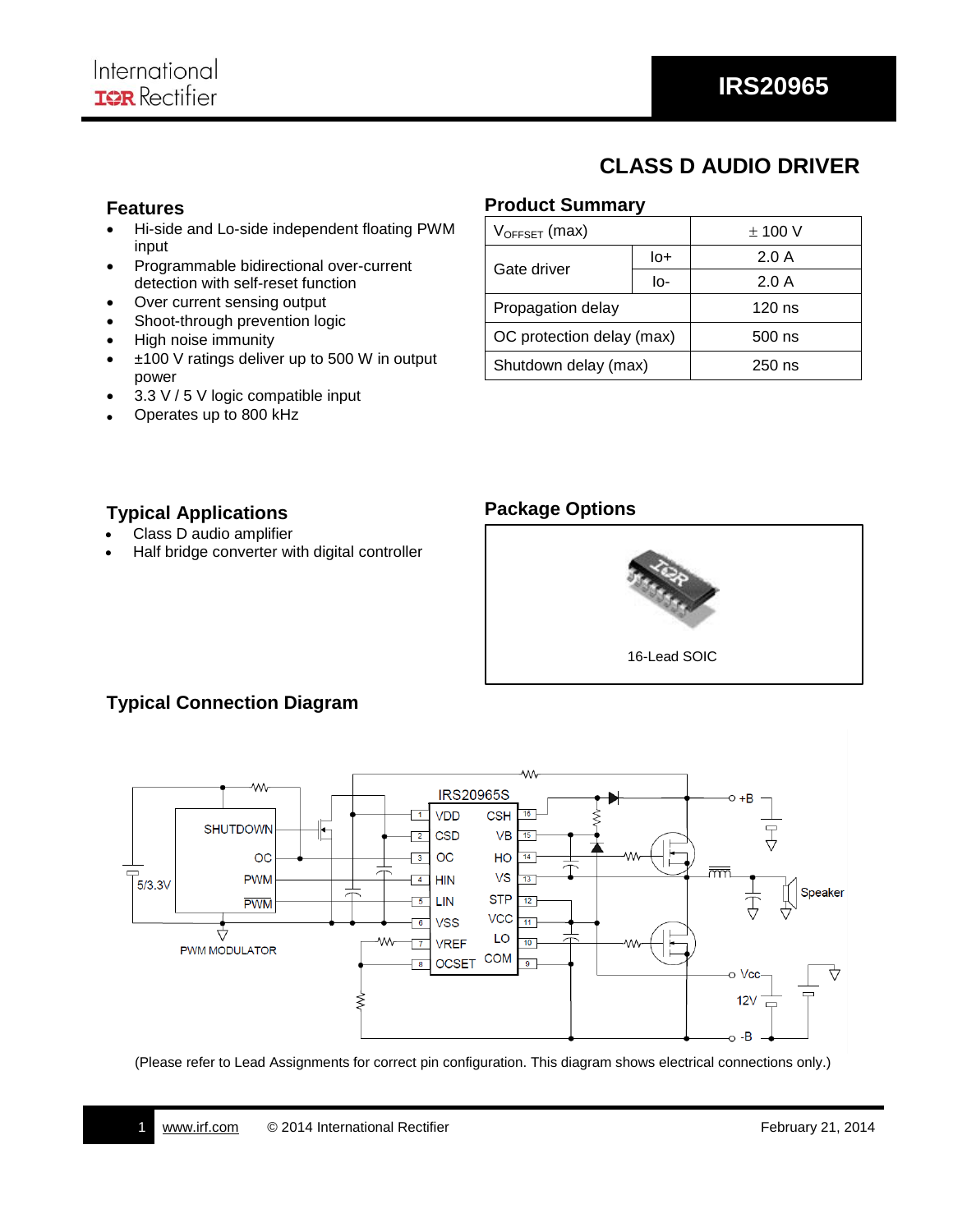International Rectifier

# IRS20965

## CLASS D AUDIO DRIVER

### Features

- Hi-side and Lo-side independent floating PWM input
- Programmable bidirectional over-current detection with self-reset function
- Over current sensing output
- Shoot-through prevention logic
- High noise immunity
- ±100 V ratings deliver up to 500 W in output power
- 3.3 V / 5 V logic compatible input
- Operates up to 800 kHz

### Product Summary

| | | |
|---|---|---|
| $V_{OFFSET}$ (max) | | ± 100 V |
| Gate driver | Io+ | 2.0 A |
| | Io- | 2.0 A |
| Propagation delay | | 120 ns |
| OC protection delay (max) | | 500 ns |
| Shutdown delay (max) | | 250 ns |

### Typical Applications

- Class D audio amplifier
- Half bridge converter with digital controller

### Package Options

16-Lead SOIC

### Typical Connection Diagram

(Please refer to Lead Assignments for correct pin configuration. This diagram shows electrical connections only.)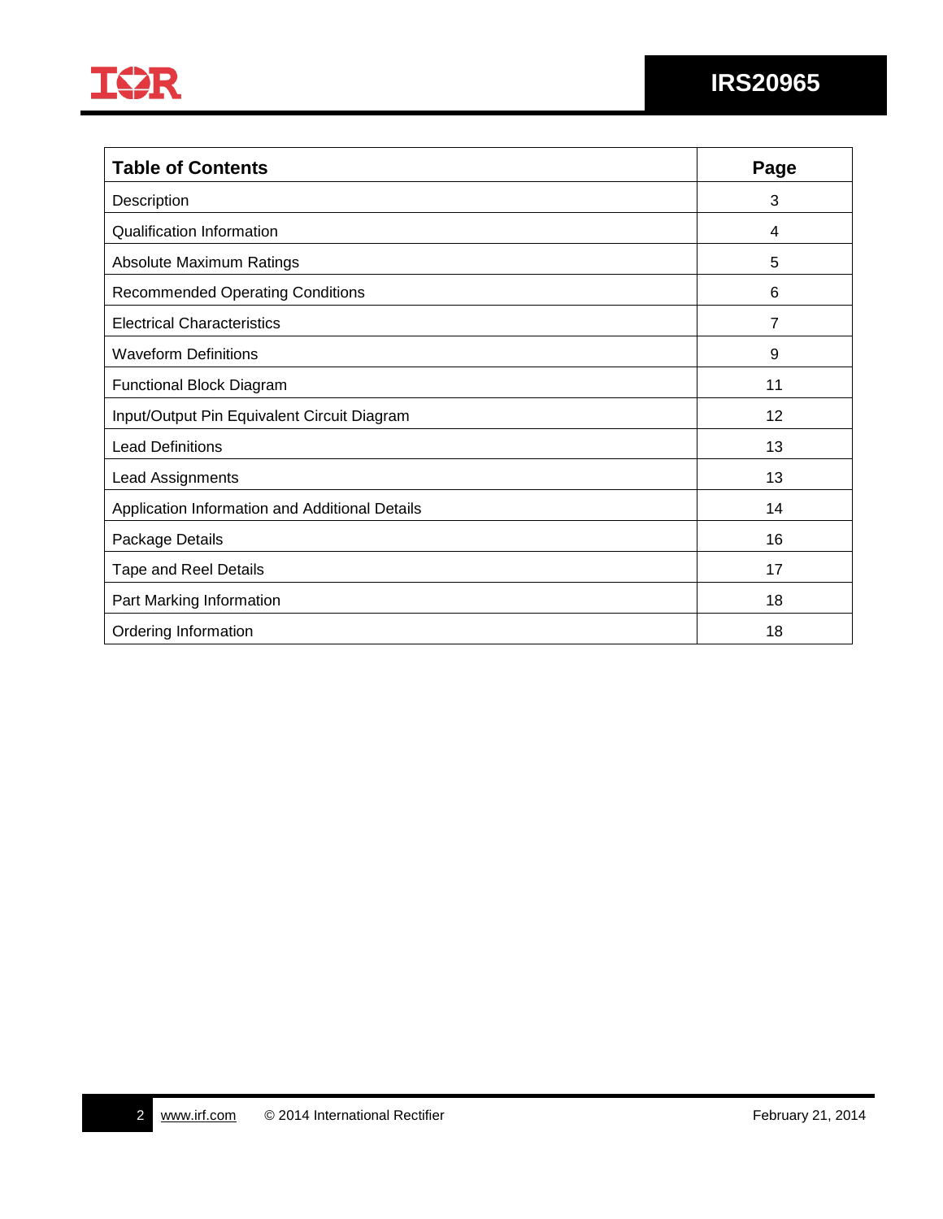| Table of Contents | Page |
|---|---|
| Description | 3 |
| Qualification Information | 4 |
| Absolute Maximum Ratings | 5 |
| Recommended Operating Conditions | 6 |
| Electrical Characteristics | 7 |
| Waveform Definitions | 9 |
| Functional Block Diagram | 11 |
| Input/Output Pin Equivalent Circuit Diagram | 12 |
| Lead Definitions | 13 |
| Lead Assignments | 13 |
| Application Information and Additional Details | 14 |
| Package Details | 16 |
| Tape and Reel Details | 17 |
| Part Marking Information | 18 |
| Ordering Information | 18 |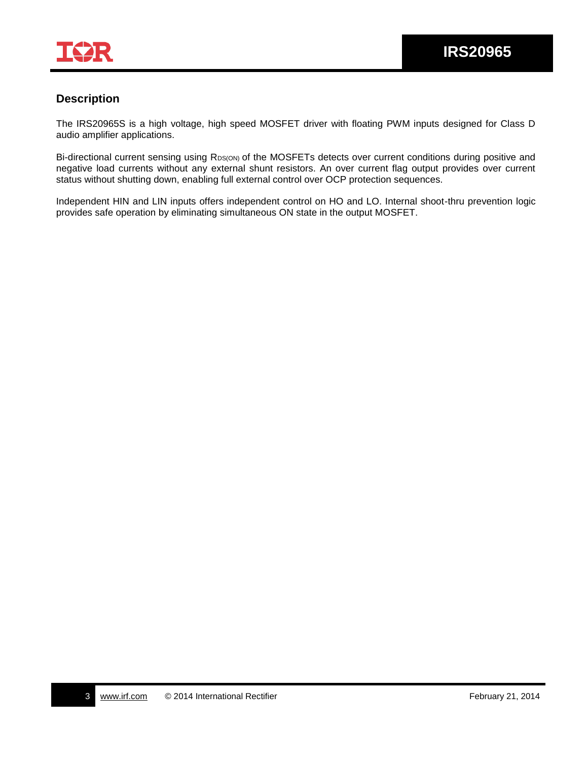## Description

The IRS20965S is a high voltage, high speed MOSFET driver with floating PWM inputs designed for Class D audio amplifier applications.

Bi-directional current sensing using $R_{DS(ON)}$ of the MOSFETs detects over current conditions during positive and negative load currents without any external shunt resistors. An over current flag output provides over current status without shutting down, enabling full external control over OCP protection sequences.

Independent HIN and LIN inputs offers independent control on HO and LO. Internal shoot-thru prevention logic provides safe operation by eliminating simultaneous ON state in the output MOSFET.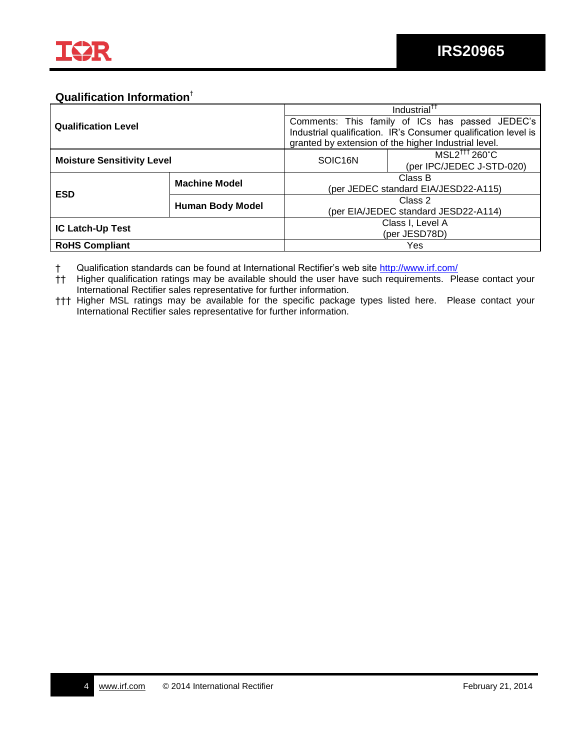## Qualification Information†

| | | | |
|---|---|---|---|
| **Qualification Level** | | Industrial†† | |
| | | Comments: This family of ICs has passed JEDEC's Industrial qualification. IR's Consumer qualification level is granted by extension of the higher Industrial level. | |
| **Moisture Sensitivity Level** | | SOIC16N | MSL2††† 260°C (per IPC/JEDEC J-STD-020) |
| **ESD** | **Machine Model** | Class B (per JEDEC standard EIA/JESD22-A115) | |
| | **Human Body Model** | Class 2 (per EIA/JEDEC standard JESD22-A114) | |
| **IC Latch-Up Test** | | Class I, Level A (per JESD78D) | |
| **RoHS Compliant** | | Yes | |

† Qualification standards can be found at International Rectifier's web site http://www.irf.com/

†† Higher qualification ratings may be available should the user have such requirements. Please contact your International Rectifier sales representative for further information.

††† Higher MSL ratings may be available for the specific package types listed here. Please contact your International Rectifier sales representative for further information.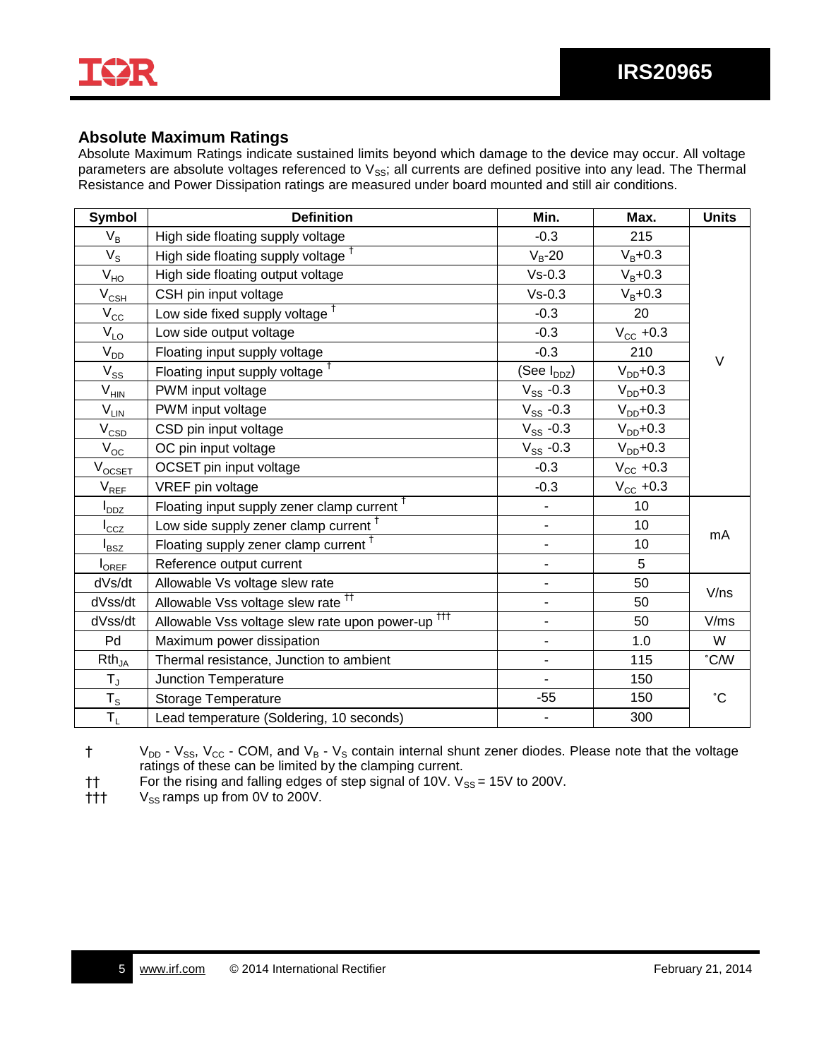## Absolute Maximum Ratings

Absolute Maximum Ratings indicate sustained limits beyond which damage to the device may occur. All voltage parameters are absolute voltages referenced to $V_{SS}$; all currents are defined positive into any lead. The Thermal Resistance and Power Dissipation ratings are measured under board mounted and still air conditions.

| Symbol | Definition | Min. | Max. | Units |
|---|---|---|---|---|
| $V_B$ | High side floating supply voltage | -0.3 | 215 | V |
| $V_S$ | High side floating supply voltage † | $V_B$-20 | $V_B$+0.3 | |
| $V_{HO}$ | High side floating output voltage | Vs-0.3 | $V_B$+0.3 | |
| $V_{CSH}$ | CSH pin input voltage | Vs-0.3 | $V_B$+0.3 | |
| $V_{CC}$ | Low side fixed supply voltage † | -0.3 | 20 | |
| $V_{LO}$ | Low side output voltage | -0.3 | $V_{CC}$ +0.3 | |
| $V_{DD}$ | Floating input supply voltage | -0.3 | 210 | |
| $V_{SS}$ | Floating input supply voltage † | (See $I_{DDZ}$) | $V_{DD}$+0.3 | |
| $V_{HIN}$ | PWM input voltage | $V_{SS}$ -0.3 | $V_{DD}$+0.3 | |
| $V_{LIN}$ | PWM input voltage | $V_{SS}$ -0.3 | $V_{DD}$+0.3 | |
| $V_{CSD}$ | CSD pin input voltage | $V_{SS}$ -0.3 | $V_{DD}$+0.3 | |
| $V_{OC}$ | OC pin input voltage | $V_{SS}$ -0.3 | $V_{DD}$+0.3 | |
| $V_{OCSET}$ | OCSET pin input voltage | -0.3 | $V_{CC}$ +0.3 | |
| $V_{REF}$ | VREF pin voltage | -0.3 | $V_{CC}$ +0.3 | |
| $I_{DDZ}$ | Floating input supply zener clamp current † | - | 10 | mA |
| $I_{CCZ}$ | Low side supply zener clamp current † | - | 10 | |
| $I_{BSZ}$ | Floating supply zener clamp current † | - | 10 | |
| $I_{OREF}$ | Reference output current | - | 5 | |
| dVs/dt | Allowable Vs voltage slew rate | - | 50 | V/ns |
| dVss/dt | Allowable Vss voltage slew rate †† | - | 50 | |
| dVss/dt | Allowable Vss voltage slew rate upon power-up ††† | - | 50 | V/ms |
| Pd | Maximum power dissipation | - | 1.0 | W |
| $Rth_{JA}$ | Thermal resistance, Junction to ambient | - | 115 | ˚C/W |
| $T_J$ | Junction Temperature | - | 150 | ˚C |
| $T_S$ | Storage Temperature | -55 | 150 | |
| $T_L$ | Lead temperature (Soldering, 10 seconds) | - | 300 | |

† $V_{DD}$ - $V_{SS}$, $V_{CC}$ - COM, and $V_B$ - $V_S$ contain internal shunt zener diodes. Please note that the voltage ratings of these can be limited by the clamping current.

†† For the rising and falling edges of step signal of 10V. $V_{SS}$ = 15V to 200V.

††† $V_{SS}$ ramps up from 0V to 200V.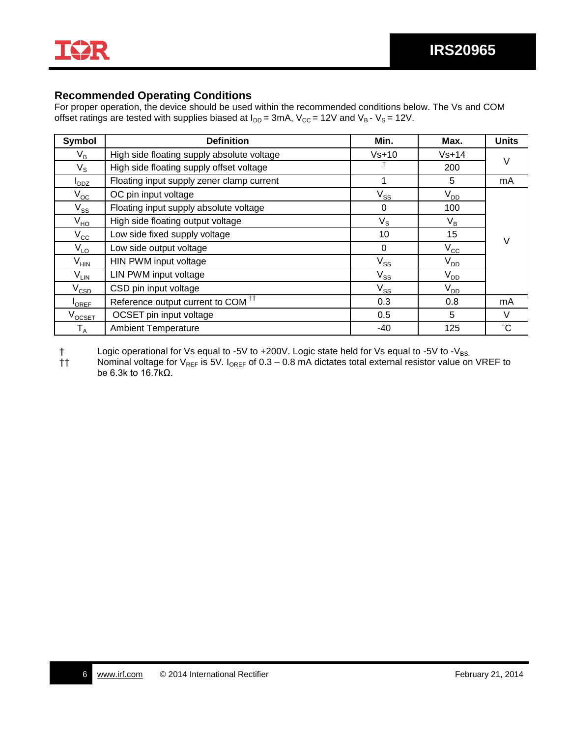## Recommended Operating Conditions

For proper operation, the device should be used within the recommended conditions below. The Vs and COM offset ratings are tested with supplies biased at $I_{DD}$ = 3mA, $V_{CC}$ = 12V and $V_B$ - $V_S$ = 12V.

| Symbol | Definition | Min. | Max. | Units |
|---|---|---|---|---|
| $V_B$ | High side floating supply absolute voltage | Vs+10 | Vs+14 | V |
| $V_S$ | High side floating supply offset voltage | † | 200 | |
| $I_{DDZ}$ | Floating input supply zener clamp current | 1 | 5 | mA |
| $V_{OC}$ | OC pin input voltage | $V_{SS}$ | $V_{DD}$ | V |
| $V_{SS}$ | Floating input supply absolute voltage | 0 | 100 | |
| $V_{HO}$ | High side floating output voltage | $V_S$ | $V_B$ | |
| $V_{CC}$ | Low side fixed supply voltage | 10 | 15 | |
| $V_{LO}$ | Low side output voltage | 0 | $V_{CC}$ | |
| $V_{HIN}$ | HIN PWM input voltage | $V_{SS}$ | $V_{DD}$ | |
| $V_{LIN}$ | LIN PWM input voltage | $V_{SS}$ | $V_{DD}$ | |
| $V_{CSD}$ | CSD pin input voltage | $V_{SS}$ | $V_{DD}$ | |
| $I_{OREF}$ | Reference output current to COM †† | 0.3 | 0.8 | mA |
| $V_{OCSET}$ | OCSET pin input voltage | 0.5 | 5 | V |
| $T_A$ | Ambient Temperature | -40 | 125 | ˚C |

† Logic operational for Vs equal to -5V to +200V. Logic state held for Vs equal to -5V to -$V_{BS}$.

†† Nominal voltage for $V_{REF}$ is 5V. $I_{OREF}$ of 0.3 – 0.8 mA dictates total external resistor value on VREF to be 6.3k to 16.7kΩ.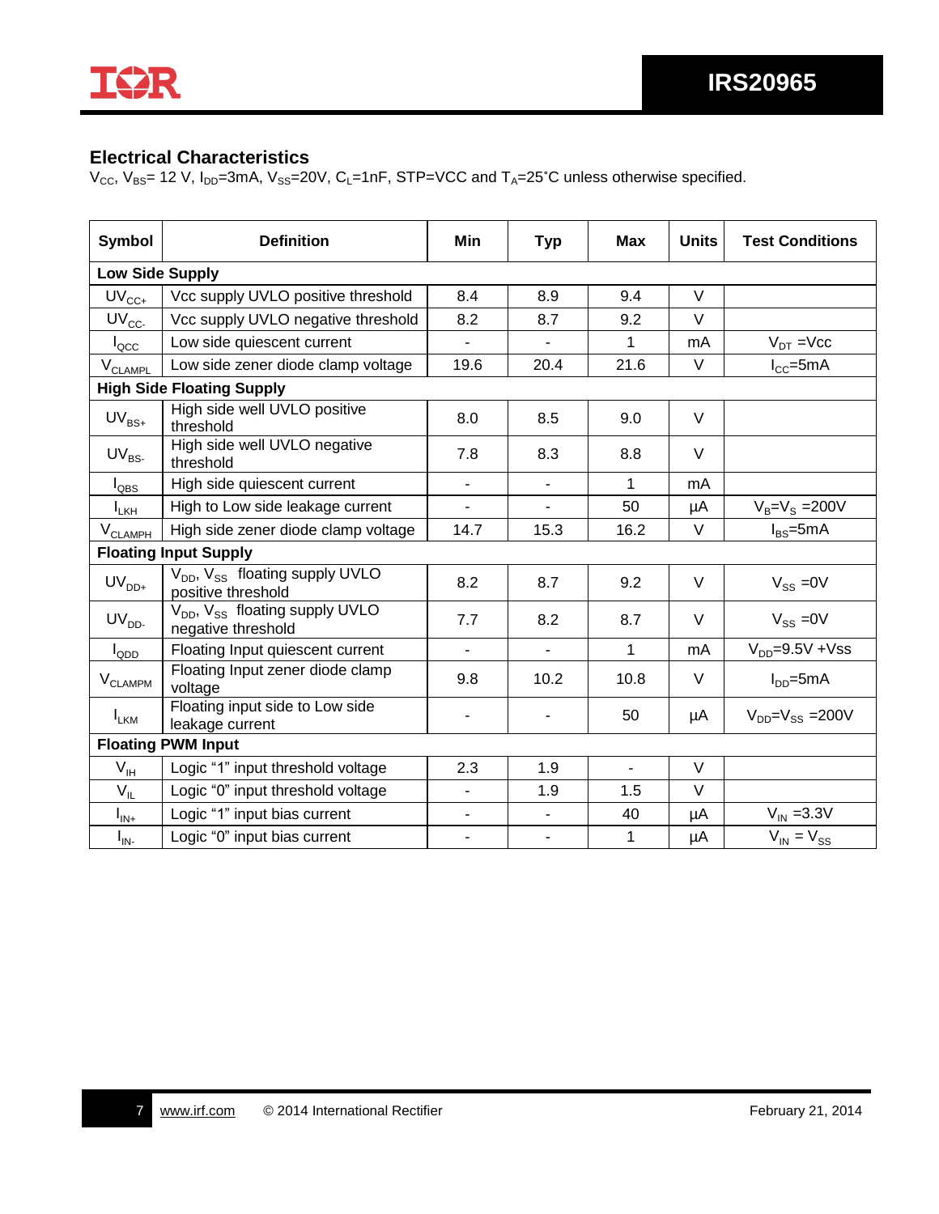## Electrical Characteristics

$V_{CC}$, $V_{BS}$= 12 V, $I_{DD}$=3mA, $V_{SS}$=20V, $C_L$=1nF, STP=VCC and $T_A$=25˚C unless otherwise specified.

| Symbol | Definition | Min | Typ | Max | Units | Test Conditions |
|---|---|---|---|---|---|---|
| **Low Side Supply** | | | | | | |
| $UV_{CC+}$ | Vcc supply UVLO positive threshold | 8.4 | 8.9 | 9.4 | V | |
| $UV_{CC-}$ | Vcc supply UVLO negative threshold | 8.2 | 8.7 | 9.2 | V | |
| $I_{QCC}$ | Low side quiescent current | - | - | 1 | mA | $V_{DT}$ =Vcc |
| $V_{CLAMPL}$ | Low side zener diode clamp voltage | 19.6 | 20.4 | 21.6 | V | $I_{CC}$=5mA |
| **High Side Floating Supply** | | | | | | |
| $UV_{BS+}$ | High side well UVLO positive threshold | 8.0 | 8.5 | 9.0 | V | |
| $UV_{BS-}$ | High side well UVLO negative threshold | 7.8 | 8.3 | 8.8 | V | |
| $I_{QBS}$ | High side quiescent current | - | - | 1 | mA | |
| $I_{LKH}$ | High to Low side leakage current | - | - | 50 | µA | $V_B$=$V_S$ =200V |
| $V_{CLAMPH}$ | High side zener diode clamp voltage | 14.7 | 15.3 | 16.2 | V | $I_{BS}$=5mA |
| **Floating Input Supply** | | | | | | |
| $UV_{DD+}$ | $V_{DD}$, $V_{SS}$ floating supply UVLO positive threshold | 8.2 | 8.7 | 9.2 | V | $V_{SS}$ =0V |
| $UV_{DD-}$ | $V_{DD}$, $V_{SS}$ floating supply UVLO negative threshold | 7.7 | 8.2 | 8.7 | V | $V_{SS}$ =0V |
| $I_{QDD}$ | Floating Input quiescent current | - | - | 1 | mA | $V_{DD}$=9.5V +Vss |
| $V_{CLAMPM}$ | Floating Input zener diode clamp voltage | 9.8 | 10.2 | 10.8 | V | $I_{DD}$=5mA |
| $I_{LKM}$ | Floating input side to Low side leakage current | - | - | 50 | µA | $V_{DD}$=$V_{SS}$ =200V |
| **Floating PWM Input** | | | | | | |
| $V_{IH}$ | Logic "1" input threshold voltage | 2.3 | 1.9 | - | V | |
| $V_{IL}$ | Logic "0" input threshold voltage | - | 1.9 | 1.5 | V | |
| $I_{IN+}$ | Logic "1" input bias current | - | - | 40 | µA | $V_{IN}$ =3.3V |
| $I_{IN-}$ | Logic "0" input bias current | - | - | 1 | µA | $V_{IN}$ = $V_{SS}$ |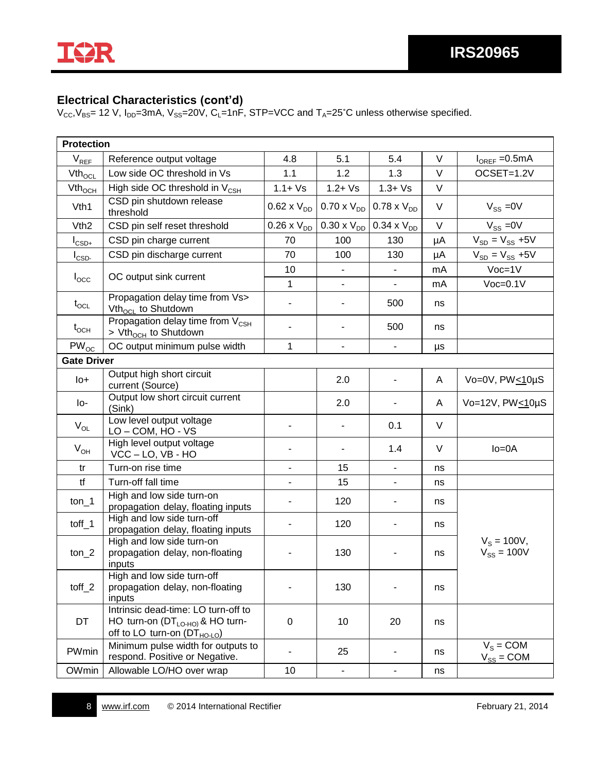## Electrical Characteristics (cont'd)

$V_{CC}$,$V_{BS}$= 12 V, $I_{DD}$=3mA, $V_{SS}$=20V, $C_L$=1nF, STP=VCC and $T_A$=25˚C unless otherwise specified.

| | | | | | | |
|---|---|---|---|---|---|---|
| **Protection** | | | | | | |
| $V_{REF}$ | Reference output voltage | 4.8 | 5.1 | 5.4 | V | $I_{OREF}$ =0.5mA |
| $Vth_{OCL}$ | Low side OC threshold in Vs | 1.1 | 1.2 | 1.3 | V | OCSET=1.2V |
| $Vth_{OCH}$ | High side OC threshold in $V_{CSH}$ | 1.1+ Vs | 1.2+ Vs | 1.3+ Vs | V | |
| Vth1 | CSD pin shutdown release threshold | 0.62 x $V_{DD}$ | 0.70 x $V_{DD}$ | 0.78 x $V_{DD}$ | V | $V_{SS}$ =0V |
| Vth2 | CSD pin self reset threshold | 0.26 x $V_{DD}$ | 0.30 x $V_{DD}$ | 0.34 x $V_{DD}$ | V | $V_{SS}$ =0V |
| $I_{CSD+}$ | CSD pin charge current | 70 | 100 | 130 | µA | $V_{SD}$ = $V_{SS}$ +5V |
| $I_{CSD-}$ | CSD pin discharge current | 70 | 100 | 130 | µA | $V_{SD}$ = $V_{SS}$ +5V |
| $I_{OCC}$ | OC output sink current | 10 | - | - | mA | Voc=1V |
| | | 1 | - | - | mA | Voc=0.1V |
| $t_{OCL}$ | Propagation delay time from Vs> $Vth_{OCL}$ to Shutdown | - | - | 500 | ns | |
| $t_{OCH}$ | Propagation delay time from $V_{CSH}$ > $Vth_{OCH}$ to Shutdown | - | - | 500 | ns | |
| $PW_{OC}$ | OC output minimum pulse width | 1 | - | - | µs | |
| **Gate Driver** | | | | | | |
| Io+ | Output high short circuit current (Source) | | 2.0 | - | A | Vo=0V, PW≤10µS |
| Io- | Output low short circuit current (Sink) | | 2.0 | - | A | Vo=12V, PW≤10µS |
| $V_{OL}$ | Low level output voltage LO – COM, HO - VS | - | - | 0.1 | V | |
| $V_{OH}$ | High level output voltage VCC – LO, VB - HO | - | - | 1.4 | V | Io=0A |
| tr | Turn-on rise time | - | 15 | - | ns | |
| tf | Turn-off fall time | - | 15 | - | ns | |
| ton_1 | High and low side turn-on propagation delay, floating inputs | - | 120 | - | ns | $V_S$ = 100V, $V_{SS}$ = 100V |
| toff_1 | High and low side turn-off propagation delay, floating inputs | - | 120 | - | ns | |
| ton_2 | High and low side turn-on propagation delay, non-floating inputs | - | 130 | - | ns | |
| toff_2 | High and low side turn-off propagation delay, non-floating inputs | - | 130 | - | ns | |
| DT | Intrinsic dead-time: LO turn-off to HO turn-on ($DT_{LO-HO}$) & HO turn-off to LO turn-on ($DT_{HO-LO}$) | 0 | 10 | 20 | ns | |
| PWmin | Minimum pulse width for outputs to respond. Positive or Negative. | - | 25 | - | ns | $V_S$ = COM $V_{SS}$ = COM |
| OWmin | Allowable LO/HO over wrap | 10 | - | - | ns | |

www.irf.com © 2014 International Rectifier February 21, 2014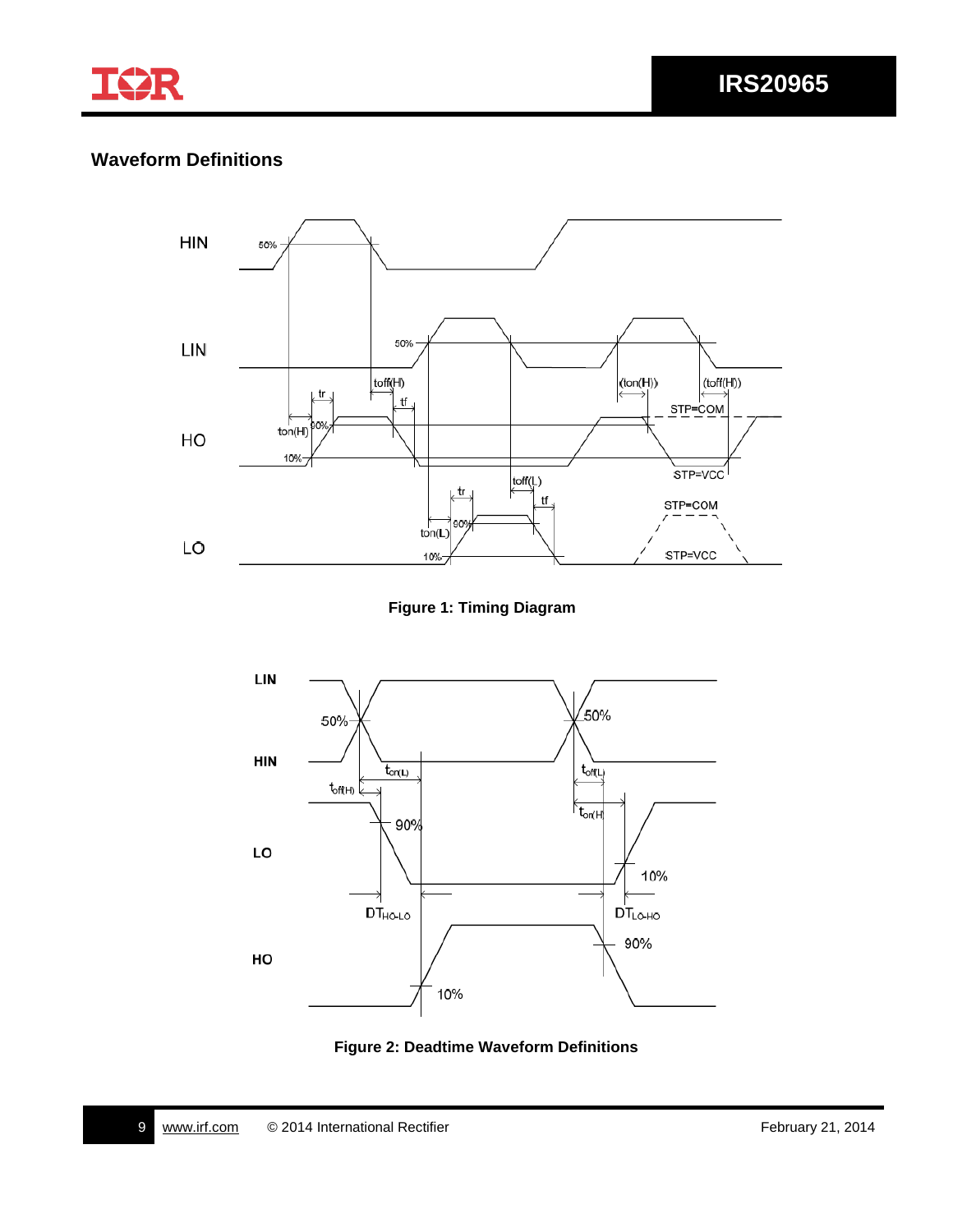## Waveform Definitions

Figure 1: Timing Diagram

Figure 2: Deadtime Waveform Definitions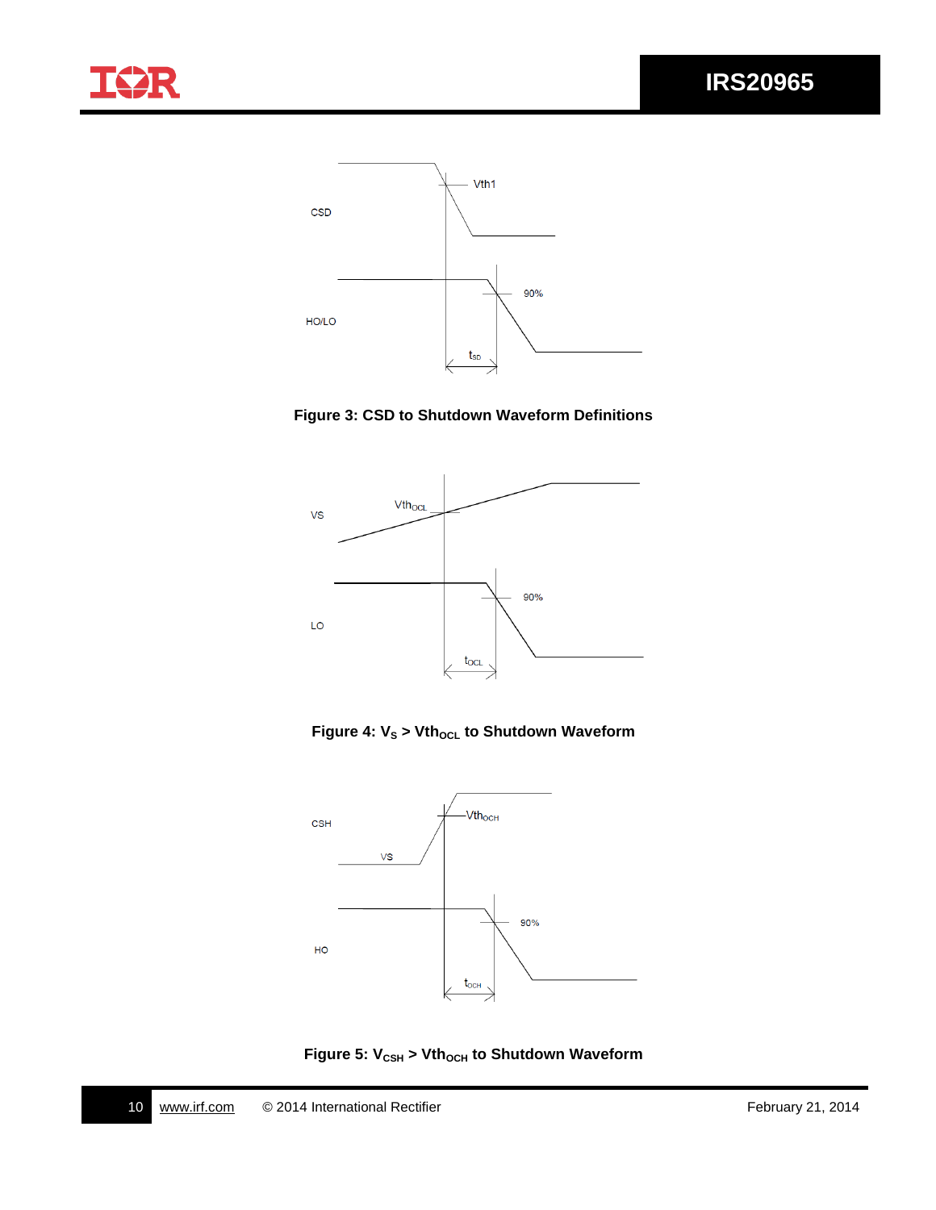**Figure 3: CSD to Shutdown Waveform Definitions**

**Figure 4: $V_S$ > $Vth_{OCL}$ to Shutdown Waveform**

**Figure 5: $V_{CSH}$ > $Vth_{OCH}$ to Shutdown Waveform**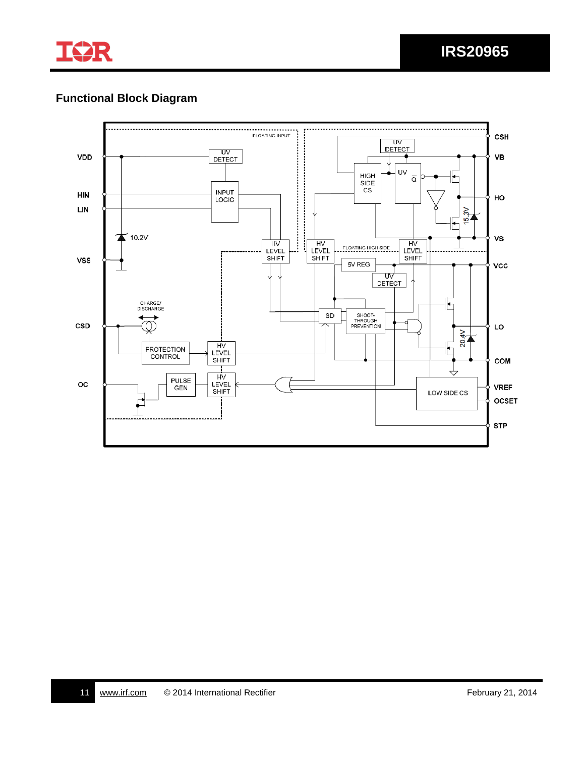## Functional Block Diagram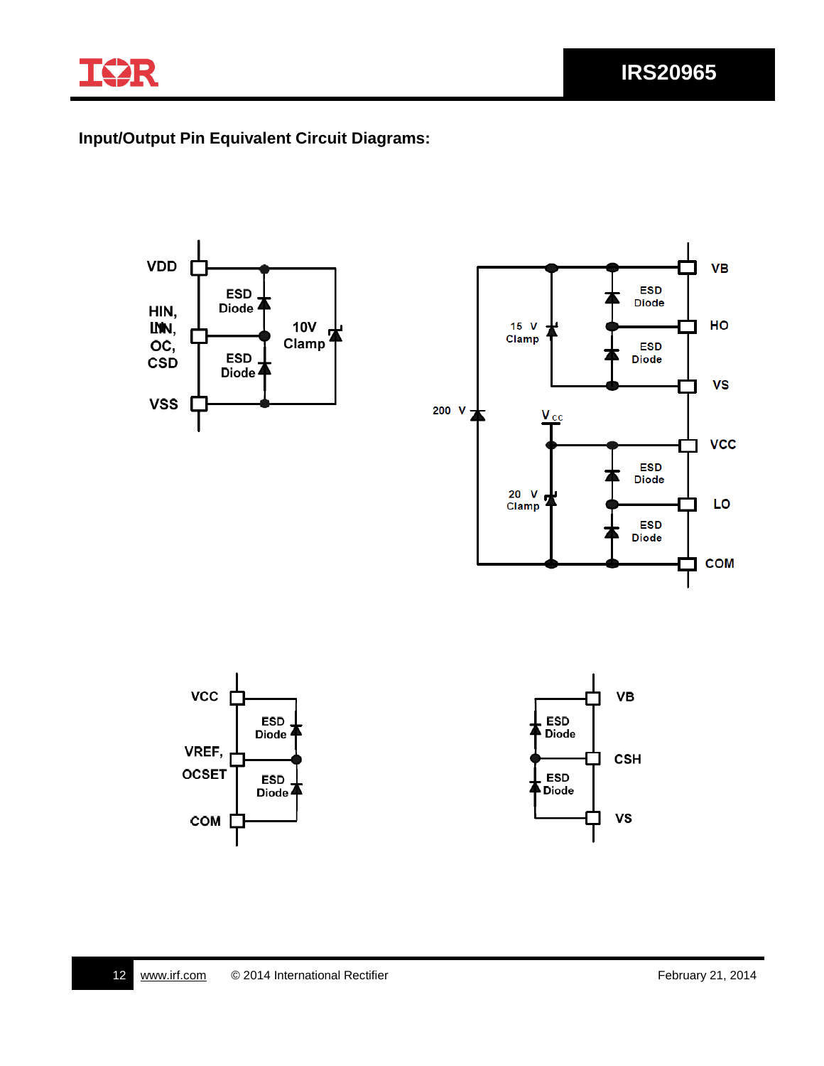## Input/Output Pin Equivalent Circuit Diagrams:

VDD

HIN,
LIN,
OC,
CSD

VSS

ESD Diode

ESD Diode

10V Clamp

VB

HO

VS

VCC

LO

COM

ESD Diode

ESD Diode

ESD Diode

ESD Diode

15 V Clamp

200 V

$V_{CC}$

20 V Clamp

VCC

VREF,
OCSET

COM

ESD Diode

ESD Diode

VB

CSH

VS

ESD Diode

ESD Diode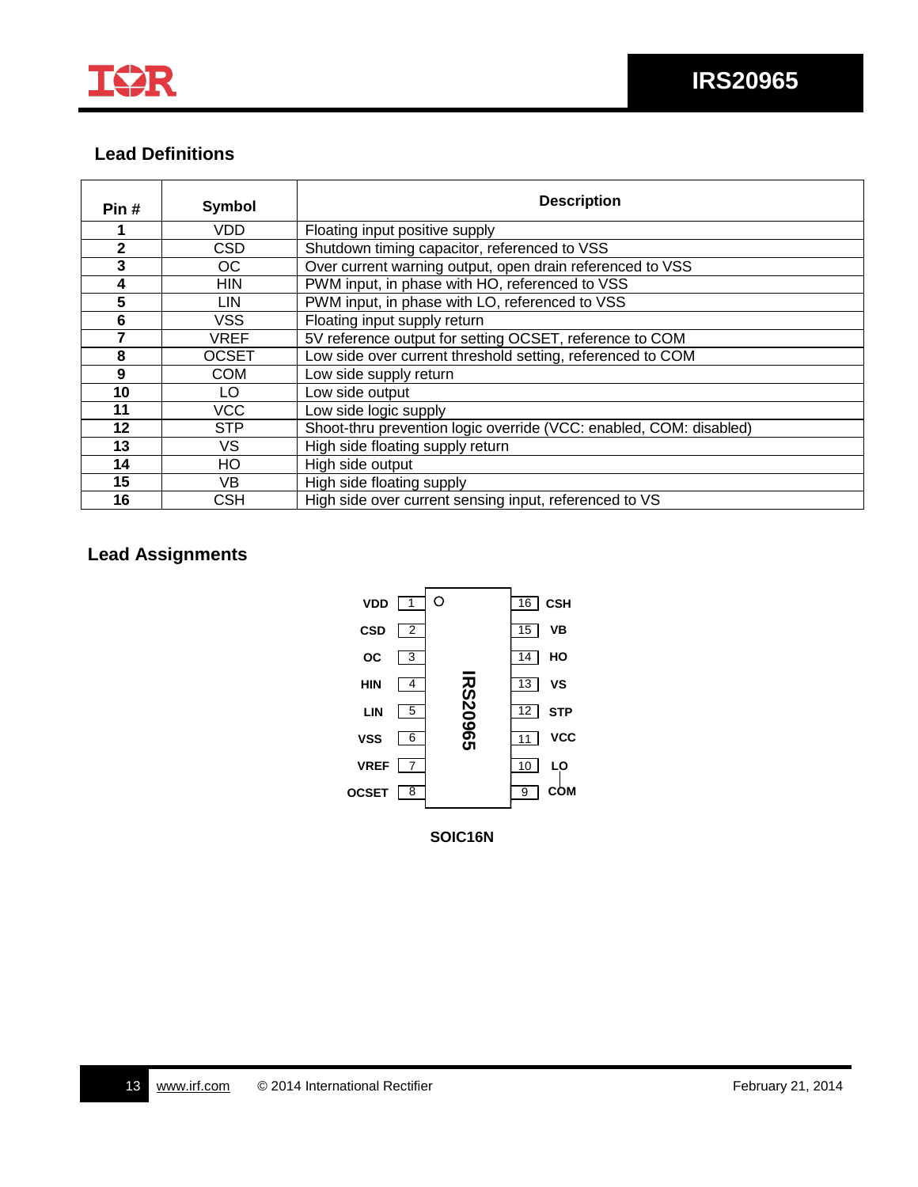## Lead Definitions

| Pin # | Symbol | Description |
|---|---|---|
| **1** | VDD | Floating input positive supply |
| **2** | CSD | Shutdown timing capacitor, referenced to VSS |
| **3** | OC | Over current warning output, open drain referenced to VSS |
| **4** | HIN | PWM input, in phase with HO, referenced to VSS |
| **5** | LIN | PWM input, in phase with LO, referenced to VSS |
| **6** | VSS | Floating input supply return |
| **7** | VREF | 5V reference output for setting OCSET, reference to COM |
| **8** | OCSET | Low side over current threshold setting, referenced to COM |
| **9** | COM | Low side supply return |
| **10** | LO | Low side output |
| **11** | VCC | Low side logic supply |
| **12** | STP | Shoot-thru prevention logic override (VCC: enabled, COM: disabled) |
| **13** | VS | High side floating supply return |
| **14** | HO | High side output |
| **15** | VB | High side floating supply |
| **16** | CSH | High side over current sensing input, referenced to VS |

## Lead Assignments

| Left Pin | # | # | Right Pin |
|---|---|---|---|
| VDD | 1 | 16 | CSH |
| CSD | 2 | 15 | VB |
| OC | 3 | 14 | HO |
| HIN | 4 | 13 | VS |
| LIN | 5 | 12 | STP |
| VSS | 6 | 11 | VCC |
| VREF | 7 | 10 | LO |
| OCSET | 8 | 9 | COM |

IRS20965

**SOIC16N**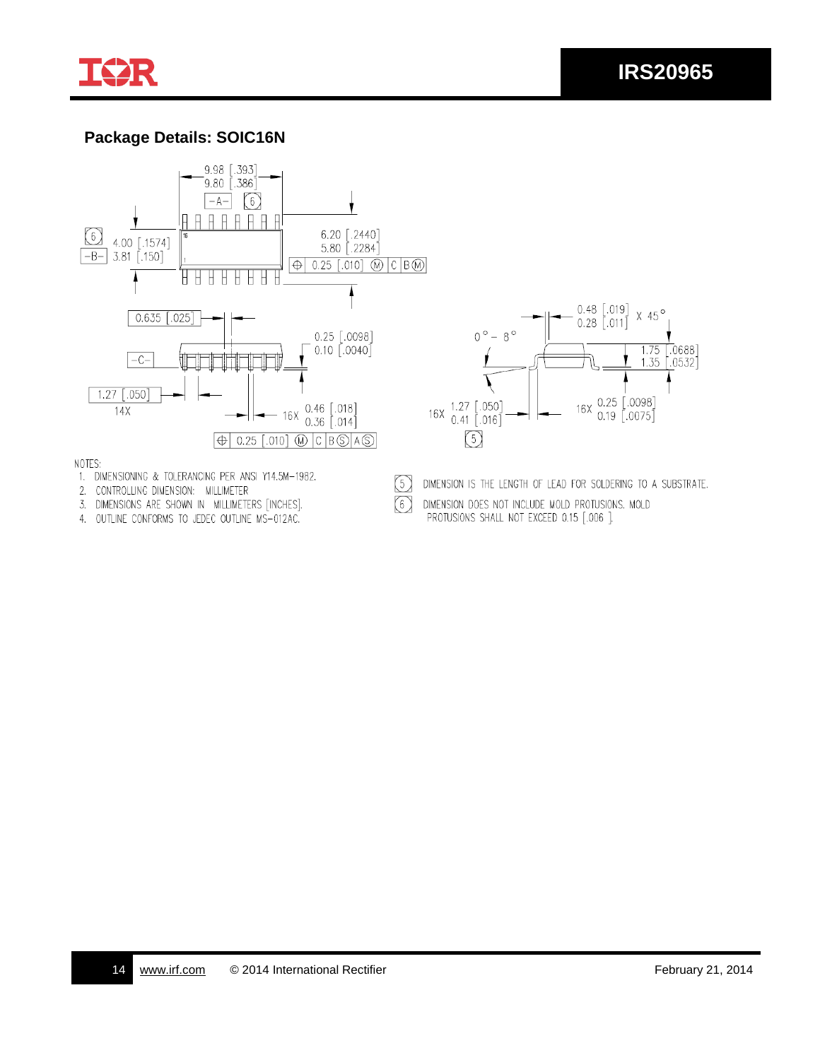## Package Details: SOIC16N

9.98 [.393]
9.80 [.386]

-A- 6

6 -B- 4.00 [.1574] 3.81 [.150]

6.20 [.2440]
5.80 [.2284]

⊕ 0.25 [.010] Ⓜ C B Ⓜ

0.635 [.025]

0.25 [.0098]
0.10 [.0040]

-C-

1.27 [.050]
14X

16X 0.46 [.018] 0.36 [.014]

⊕ 0.25 [.010] Ⓜ C B Ⓢ A Ⓢ

0.48 [.019]
0.28 [.011] X 45°

0° – 8°

1.75 [.0688]
1.35 [.0532]

16X 1.27 [.050] 0.41 [.016] 5

16X 0.25 [.0098] 0.19 [.0075]

NOTES:

1. DIMENSIONING & TOLERANCING PER ANSI Y14.5M-1982.
2. CONTROLLING DIMENSION: MILLIMETER
3. DIMENSIONS ARE SHOWN IN MILLIMETERS [INCHES].
4. OUTLINE CONFORMS TO JEDEC OUTLINE MS-012AC.

5 DIMENSION IS THE LENGTH OF LEAD FOR SOLDERING TO A SUBSTRATE.

6 DIMENSION DOES NOT INCLUDE MOLD PROTUSIONS. MOLD PROTUSIONS SHALL NOT EXCEED 0.15 [.006].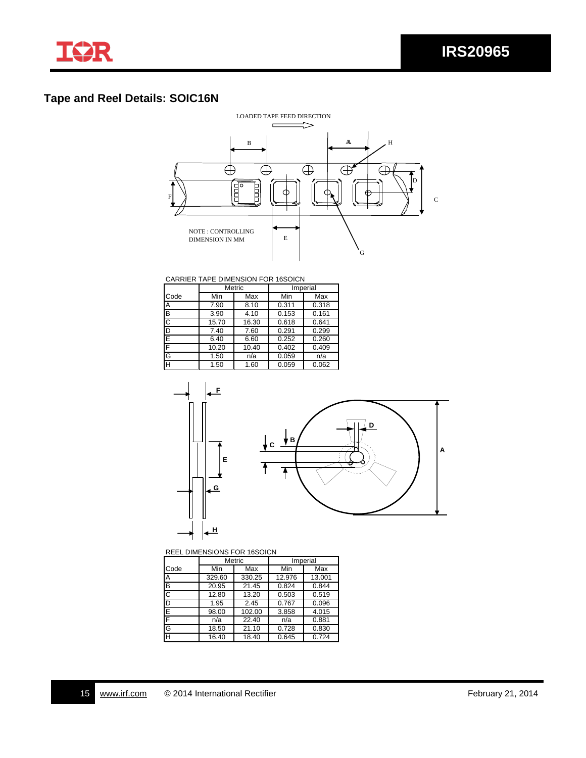## Tape and Reel Details: SOIC16N

LOADED TAPE FEED DIRECTION

NOTE : CONTROLLING DIMENSION IN MM

CARRIER TAPE DIMENSION FOR 16SOICN

| Code | Metric | | Imperial | |
|---|---|---|---|---|
| | Min | Max | Min | Max |
| A | 7.90 | 8.10 | 0.311 | 0.318 |
| B | 3.90 | 4.10 | 0.153 | 0.161 |
| C | 15.70 | 16.30 | 0.618 | 0.641 |
| D | 7.40 | 7.60 | 0.291 | 0.299 |
| E | 6.40 | 6.60 | 0.252 | 0.260 |
| F | 10.20 | 10.40 | 0.402 | 0.409 |
| G | 1.50 | n/a | 0.059 | n/a |
| H | 1.50 | 1.60 | 0.059 | 0.062 |

REEL DIMENSIONS FOR 16SOICN

| Code | Metric | | Imperial | |
|---|---|---|---|---|
| | Min | Max | Min | Max |
| A | 329.60 | 330.25 | 12.976 | 13.001 |
| B | 20.95 | 21.45 | 0.824 | 0.844 |
| C | 12.80 | 13.20 | 0.503 | 0.519 |
| D | 1.95 | 2.45 | 0.767 | 0.096 |
| E | 98.00 | 102.00 | 3.858 | 4.015 |
| F | n/a | 22.40 | n/a | 0.881 |
| G | 18.50 | 21.10 | 0.728 | 0.830 |
| H | 16.40 | 18.40 | 0.645 | 0.724 |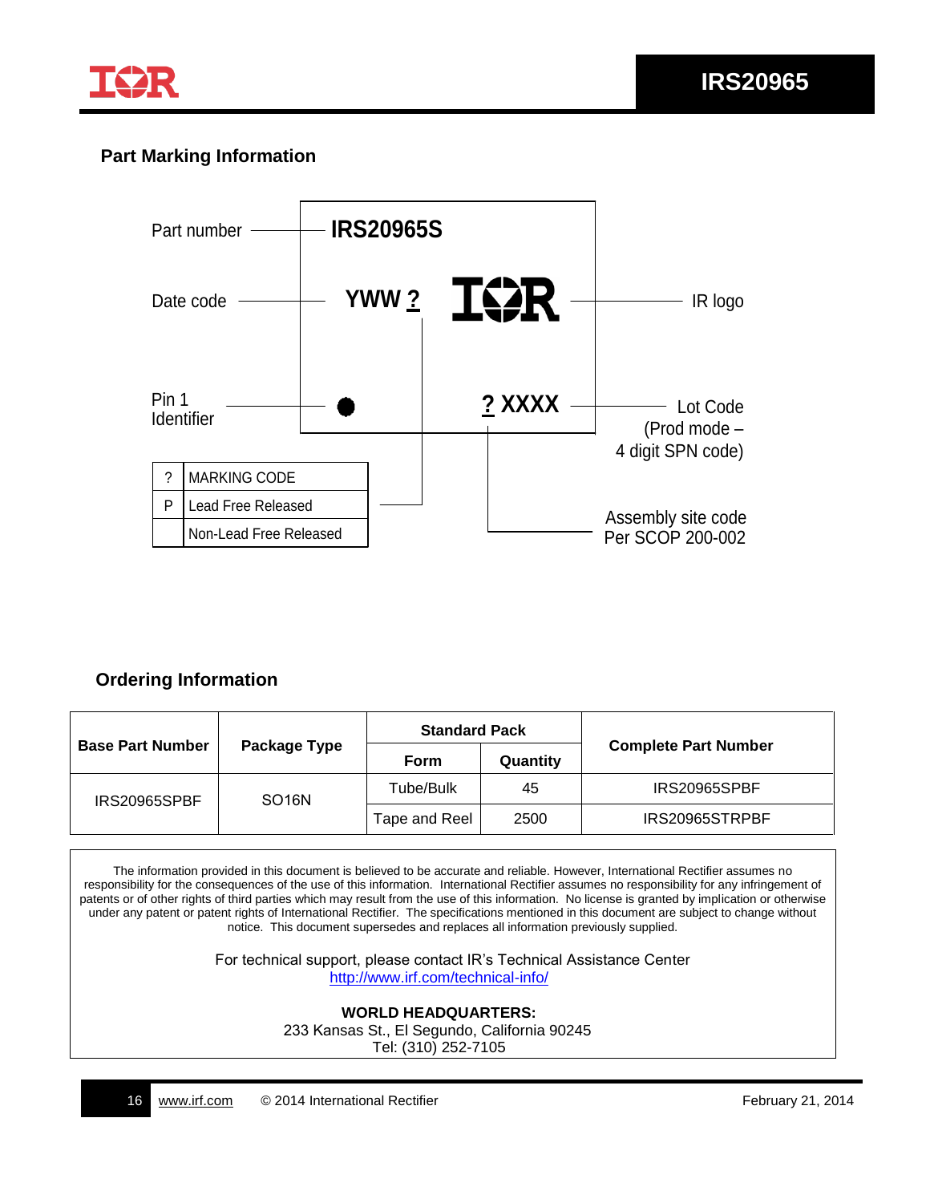## Part Marking Information

Part number — IRS20965S

Date code — YWW ?

IR logo

Pin 1 Identifier

? XXXX — Lot Code (Prod mode – 4 digit SPN code)

Assembly site code Per SCOP 200-002

| ? | MARKING CODE |
|---|---|
| P | Lead Free Released |
| | Non-Lead Free Released |

## Ordering Information

| Base Part Number | Package Type | Standard Pack | | Complete Part Number |
|---|---|---|---|---|
| | | Form | Quantity | |
| IRS20965SPBF | SO16N | Tube/Bulk | 45 | IRS20965SPBF |
| | | Tape and Reel | 2500 | IRS20965STRPBF |

The information provided in this document is believed to be accurate and reliable. However, International Rectifier assumes no responsibility for the consequences of the use of this information. International Rectifier assumes no responsibility for any infringement of patents or of other rights of third parties which may result from the use of this information. No license is granted by implication or otherwise under any patent or patent rights of International Rectifier. The specifications mentioned in this document are subject to change without notice. This document supersedes and replaces all information previously supplied.

For technical support, please contact IR's Technical Assistance Center
http://www.irf.com/technical-info/

**WORLD HEADQUARTERS:**
233 Kansas St., El Segundo, California 90245
Tel: (310) 252-7105